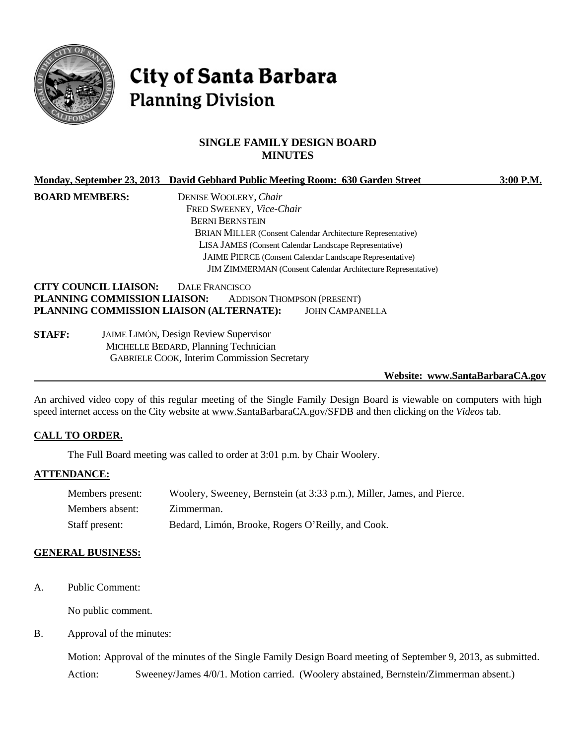# City of Santa Barbara
## Planning Division

### SINGLE FAMILY DESIGN BOARD MINUTES

**Monday, September 23, 2013 David Gebhard Public Meeting Room: 630 Garden Street 3:00 P.M.**

**BOARD MEMBERS:**
DENISE WOOLERY, *Chair*
FRED SWEENEY, *Vice-Chair*
BERNI BERNSTEIN
BRIAN MILLER (Consent Calendar Architecture Representative)
LISA JAMES (Consent Calendar Landscape Representative)
JAIME PIERCE (Consent Calendar Landscape Representative)
JIM ZIMMERMAN (Consent Calendar Architecture Representative)

**CITY COUNCIL LIAISON:** DALE FRANCISCO
**PLANNING COMMISSION LIAISON:** ADDISON THOMPSON (PRESENT)
**PLANNING COMMISSION LIAISON (ALTERNATE):** JOHN CAMPANELLA

**STAFF:**
JAIME LIMÓN, Design Review Supervisor
MICHELLE BEDARD, Planning Technician
GABRIELE COOK, Interim Commission Secretary

**Website: www.SantaBarbaraCA.gov**

An archived video copy of this regular meeting of the Single Family Design Board is viewable on computers with high speed internet access on the City website at www.SantaBarbaraCA.gov/SFDB and then clicking on the *Videos* tab.

## CALL TO ORDER.

The Full Board meeting was called to order at 3:01 p.m. by Chair Woolery.

## ATTENDANCE:

Members present: Woolery, Sweeney, Bernstein (at 3:33 p.m.), Miller, James, and Pierce.
Members absent: Zimmerman.
Staff present: Bedard, Limón, Brooke, Rogers O'Reilly, and Cook.

## GENERAL BUSINESS:

A. Public Comment:

No public comment.

B. Approval of the minutes:

Motion: Approval of the minutes of the Single Family Design Board meeting of September 9, 2013, as submitted.
Action: Sweeney/James 4/0/1. Motion carried. (Woolery abstained, Bernstein/Zimmerman absent.)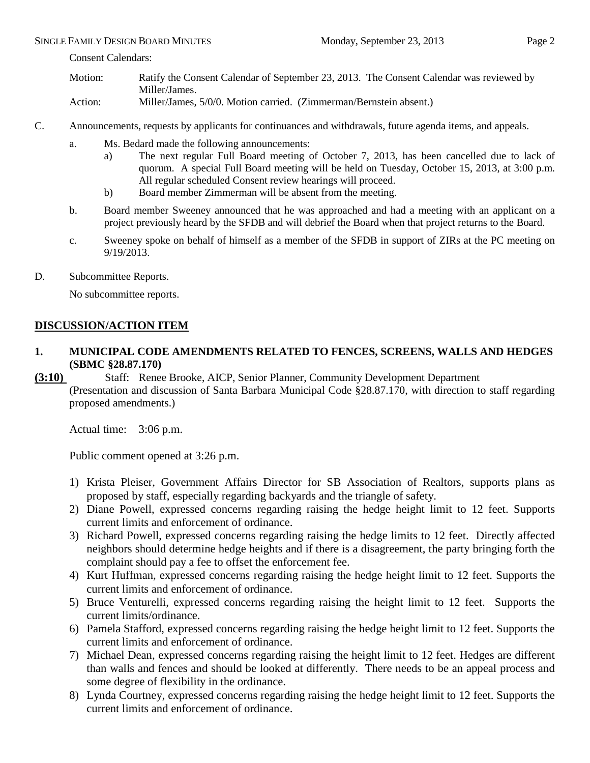Consent Calendars:

Motion: Ratify the Consent Calendar of September 23, 2013. The Consent Calendar was reviewed by Miller/James.

Action: Miller/James, 5/0/0. Motion carried. (Zimmerman/Bernstein absent.)

C. Announcements, requests by applicants for continuances and withdrawals, future agenda items, and appeals.

a. Ms. Bedard made the following announcements:

a) The next regular Full Board meeting of October 7, 2013, has been cancelled due to lack of quorum. A special Full Board meeting will be held on Tuesday, October 15, 2013, at 3:00 p.m. All regular scheduled Consent review hearings will proceed.

b) Board member Zimmerman will be absent from the meeting.

b. Board member Sweeney announced that he was approached and had a meeting with an applicant on a project previously heard by the SFDB and will debrief the Board when that project returns to the Board.

c. Sweeney spoke on behalf of himself as a member of the SFDB in support of ZIRs at the PC meeting on 9/19/2013.

D. Subcommittee Reports.

No subcommittee reports.

## DISCUSSION/ACTION ITEM

### 1. MUNICIPAL CODE AMENDMENTS RELATED TO FENCES, SCREENS, WALLS AND HEDGES (SBMC §28.87.170)

**(3:10)** Staff: Renee Brooke, AICP, Senior Planner, Community Development Department

(Presentation and discussion of Santa Barbara Municipal Code §28.87.170, with direction to staff regarding proposed amendments.)

Actual time: 3:06 p.m.

Public comment opened at 3:26 p.m.

1) Krista Pleiser, Government Affairs Director for SB Association of Realtors, supports plans as proposed by staff, especially regarding backyards and the triangle of safety.
2) Diane Powell, expressed concerns regarding raising the hedge height limit to 12 feet. Supports current limits and enforcement of ordinance.
3) Richard Powell, expressed concerns regarding raising the hedge limits to 12 feet. Directly affected neighbors should determine hedge heights and if there is a disagreement, the party bringing forth the complaint should pay a fee to offset the enforcement fee.
4) Kurt Huffman, expressed concerns regarding raising the hedge height limit to 12 feet. Supports the current limits and enforcement of ordinance.
5) Bruce Venturelli, expressed concerns regarding raising the height limit to 12 feet. Supports the current limits/ordinance.
6) Pamela Stafford, expressed concerns regarding raising the hedge height limit to 12 feet. Supports the current limits and enforcement of ordinance.
7) Michael Dean, expressed concerns regarding raising the height limit to 12 feet. Hedges are different than walls and fences and should be looked at differently. There needs to be an appeal process and some degree of flexibility in the ordinance.
8) Lynda Courtney, expressed concerns regarding raising the hedge height limit to 12 feet. Supports the current limits and enforcement of ordinance.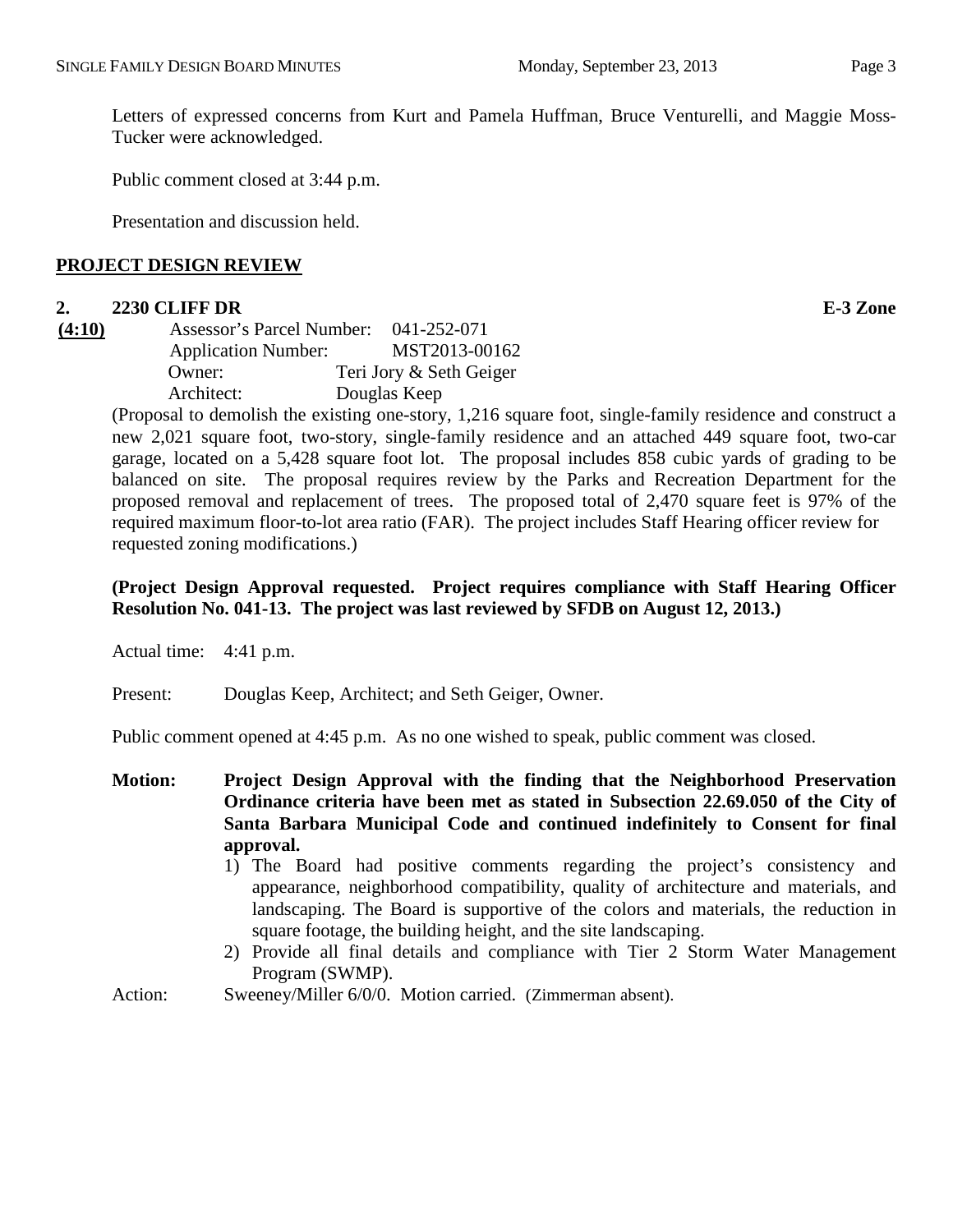Letters of expressed concerns from Kurt and Pamela Huffman, Bruce Venturelli, and Maggie Moss-Tucker were acknowledged.

Public comment closed at 3:44 p.m.

Presentation and discussion held.

## PROJECT DESIGN REVIEW

**2. 2230 CLIFF DR** **E-3 Zone**

**(4:10)** Assessor's Parcel Number: 041-252-071
Application Number: MST2013-00162
Owner: Teri Jory & Seth Geiger
Architect: Douglas Keep

(Proposal to demolish the existing one-story, 1,216 square foot, single-family residence and construct a new 2,021 square foot, two-story, single-family residence and an attached 449 square foot, two-car garage, located on a 5,428 square foot lot. The proposal includes 858 cubic yards of grading to be balanced on site. The proposal requires review by the Parks and Recreation Department for the proposed removal and replacement of trees. The proposed total of 2,470 square feet is 97% of the required maximum floor-to-lot area ratio (FAR). The project includes Staff Hearing officer review for requested zoning modifications.)

**(Project Design Approval requested. Project requires compliance with Staff Hearing Officer Resolution No. 041-13. The project was last reviewed by SFDB on August 12, 2013.)**

Actual time: 4:41 p.m.

Present: Douglas Keep, Architect; and Seth Geiger, Owner.

Public comment opened at 4:45 p.m. As no one wished to speak, public comment was closed.

**Motion: Project Design Approval with the finding that the Neighborhood Preservation Ordinance criteria have been met as stated in Subsection 22.69.050 of the City of Santa Barbara Municipal Code and continued indefinitely to Consent for final approval.**

1) The Board had positive comments regarding the project's consistency and appearance, neighborhood compatibility, quality of architecture and materials, and landscaping. The Board is supportive of the colors and materials, the reduction in square footage, the building height, and the site landscaping.
2) Provide all final details and compliance with Tier 2 Storm Water Management Program (SWMP).

Action: Sweeney/Miller 6/0/0. Motion carried. (Zimmerman absent).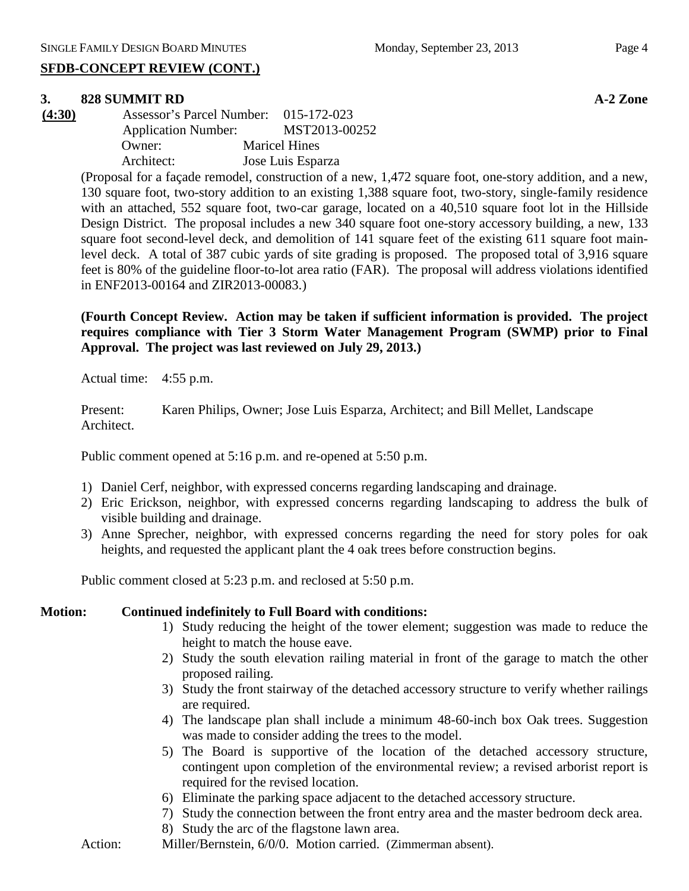## SFDB-CONCEPT REVIEW (CONT.)

### 3. 828 SUMMIT RD — A-2 Zone

**(4:30)**

Assessor's Parcel Number: 015-172-023
Application Number: MST2013-00252
Owner: Maricel Hines
Architect: Jose Luis Esparza

(Proposal for a façade remodel, construction of a new, 1,472 square foot, one-story addition, and a new, 130 square foot, two-story addition to an existing 1,388 square foot, two-story, single-family residence with an attached, 552 square foot, two-car garage, located on a 40,510 square foot lot in the Hillside Design District. The proposal includes a new 340 square foot one-story accessory building, a new, 133 square foot second-level deck, and demolition of 141 square feet of the existing 611 square foot main-level deck. A total of 387 cubic yards of site grading is proposed. The proposed total of 3,916 square feet is 80% of the guideline floor-to-lot area ratio (FAR). The proposal will address violations identified in ENF2013-00164 and ZIR2013-00083.)

**(Fourth Concept Review. Action may be taken if sufficient information is provided. The project requires compliance with Tier 3 Storm Water Management Program (SWMP) prior to Final Approval. The project was last reviewed on July 29, 2013.)**

Actual time: 4:55 p.m.

Present: Karen Philips, Owner; Jose Luis Esparza, Architect; and Bill Mellet, Landscape Architect.

Public comment opened at 5:16 p.m. and re-opened at 5:50 p.m.

1) Daniel Cerf, neighbor, with expressed concerns regarding landscaping and drainage.
2) Eric Erickson, neighbor, with expressed concerns regarding landscaping to address the bulk of visible building and drainage.
3) Anne Sprecher, neighbor, with expressed concerns regarding the need for story poles for oak heights, and requested the applicant plant the 4 oak trees before construction begins.

Public comment closed at 5:23 p.m. and reclosed at 5:50 p.m.

**Motion: Continued indefinitely to Full Board with conditions:**

1) Study reducing the height of the tower element; suggestion was made to reduce the height to match the house eave.
2) Study the south elevation railing material in front of the garage to match the other proposed railing.
3) Study the front stairway of the detached accessory structure to verify whether railings are required.
4) The landscape plan shall include a minimum 48-60-inch box Oak trees. Suggestion was made to consider adding the trees to the model.
5) The Board is supportive of the location of the detached accessory structure, contingent upon completion of the environmental review; a revised arborist report is required for the revised location.
6) Eliminate the parking space adjacent to the detached accessory structure.
7) Study the connection between the front entry area and the master bedroom deck area.
8) Study the arc of the flagstone lawn area.

Action: Miller/Bernstein, 6/0/0. Motion carried. (Zimmerman absent).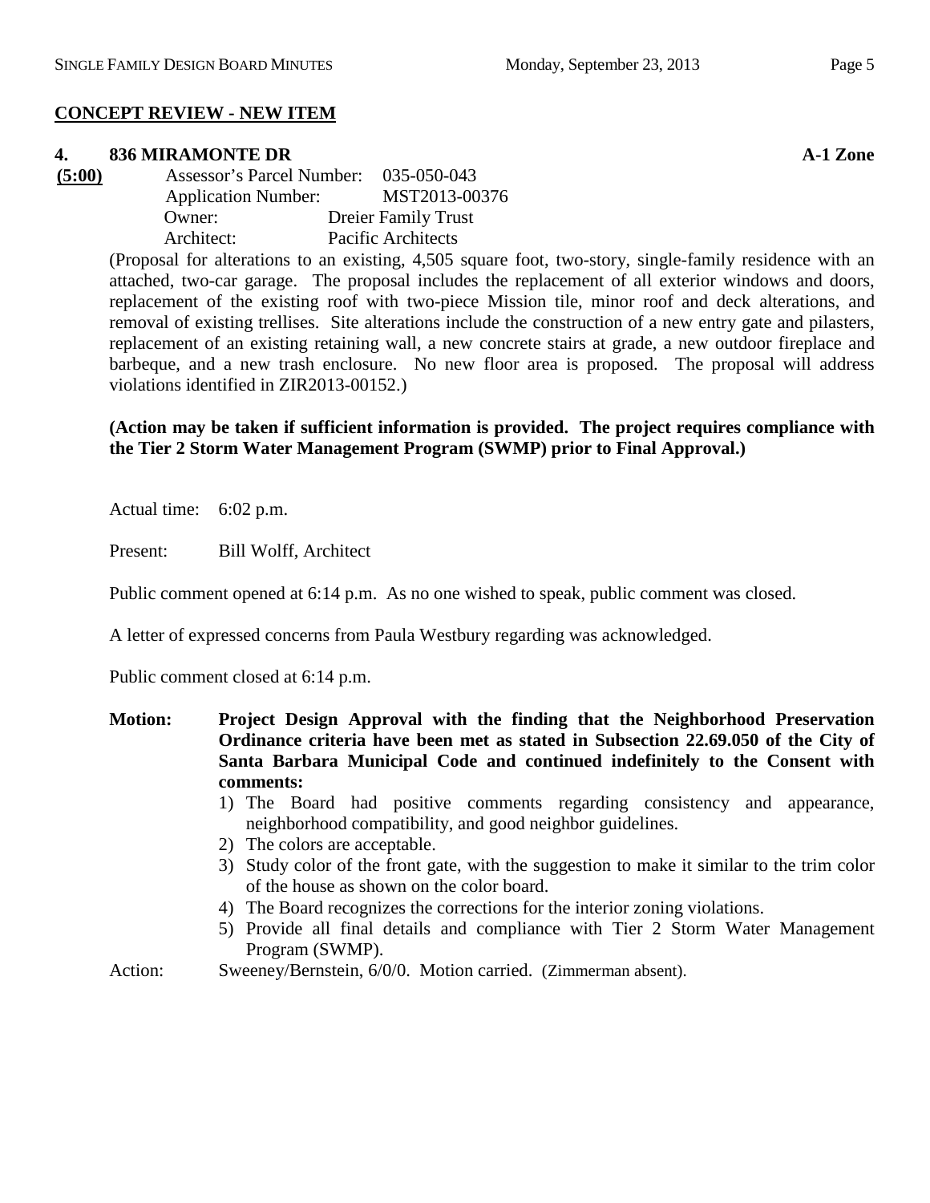## CONCEPT REVIEW - NEW ITEM

### 4. 836 MIRAMONTE DR — A-1 Zone

**(5:00)**

Assessor's Parcel Number: 035-050-043
Application Number: MST2013-00376
Owner: Dreier Family Trust
Architect: Pacific Architects

(Proposal for alterations to an existing, 4,505 square foot, two-story, single-family residence with an attached, two-car garage. The proposal includes the replacement of all exterior windows and doors, replacement of the existing roof with two-piece Mission tile, minor roof and deck alterations, and removal of existing trellises. Site alterations include the construction of a new entry gate and pilasters, replacement of an existing retaining wall, a new concrete stairs at grade, a new outdoor fireplace and barbeque, and a new trash enclosure. No new floor area is proposed. The proposal will address violations identified in ZIR2013-00152.)

**(Action may be taken if sufficient information is provided. The project requires compliance with the Tier 2 Storm Water Management Program (SWMP) prior to Final Approval.)**

Actual time: 6:02 p.m.

Present: Bill Wolff, Architect

Public comment opened at 6:14 p.m. As no one wished to speak, public comment was closed.

A letter of expressed concerns from Paula Westbury regarding was acknowledged.

Public comment closed at 6:14 p.m.

**Motion: Project Design Approval with the finding that the Neighborhood Preservation Ordinance criteria have been met as stated in Subsection 22.69.050 of the City of Santa Barbara Municipal Code and continued indefinitely to the Consent with comments:**

1) The Board had positive comments regarding consistency and appearance, neighborhood compatibility, and good neighbor guidelines.
2) The colors are acceptable.
3) Study color of the front gate, with the suggestion to make it similar to the trim color of the house as shown on the color board.
4) The Board recognizes the corrections for the interior zoning violations.
5) Provide all final details and compliance with Tier 2 Storm Water Management Program (SWMP).

Action: Sweeney/Bernstein, 6/0/0. Motion carried. (Zimmerman absent).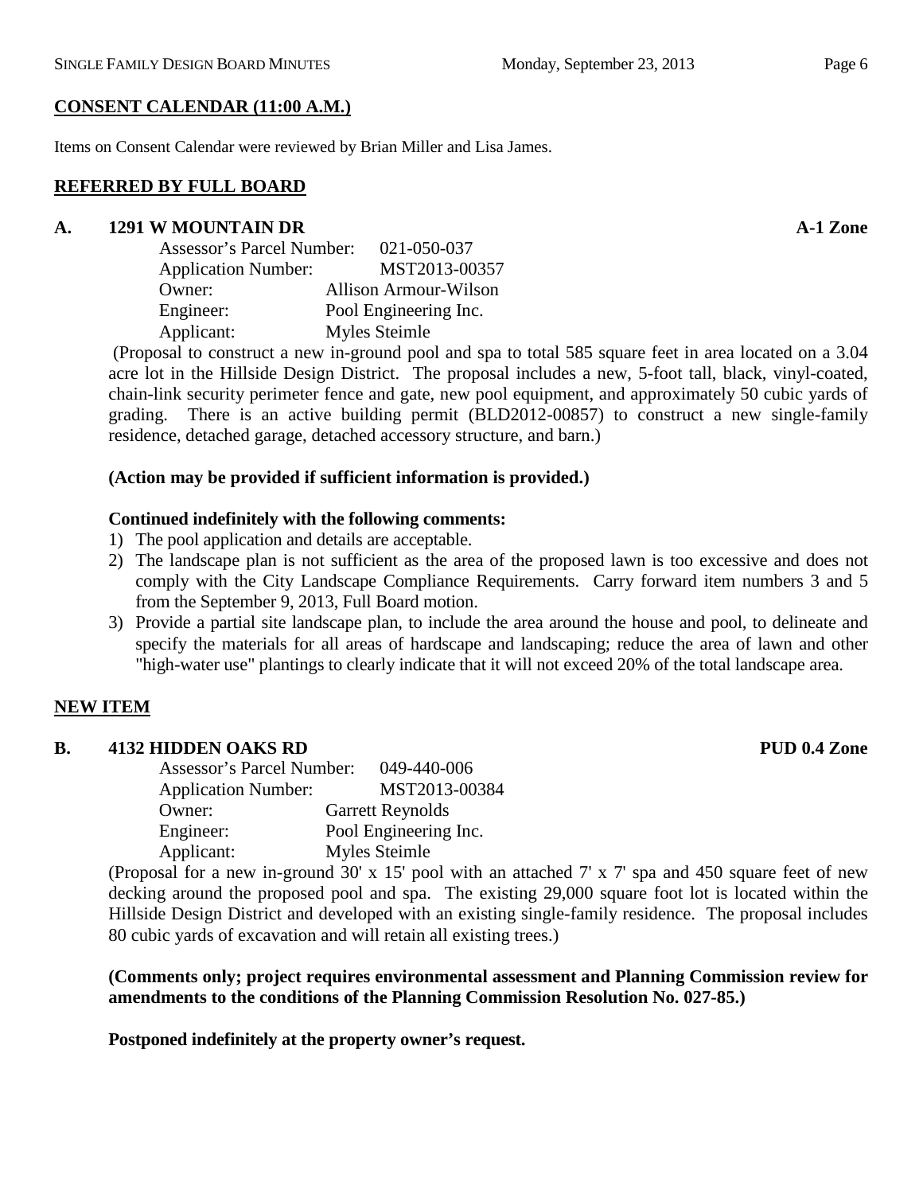## CONSENT CALENDAR (11:00 A.M.)

Items on Consent Calendar were reviewed by Brian Miller and Lisa James.

## REFERRED BY FULL BOARD

### A. 1291 W MOUNTAIN DR — A-1 Zone

Assessor's Parcel Number: 021-050-037
Application Number: MST2013-00357
Owner: Allison Armour-Wilson
Engineer: Pool Engineering Inc.
Applicant: Myles Steimle

(Proposal to construct a new in-ground pool and spa to total 585 square feet in area located on a 3.04 acre lot in the Hillside Design District. The proposal includes a new, 5-foot tall, black, vinyl-coated, chain-link security perimeter fence and gate, new pool equipment, and approximately 50 cubic yards of grading. There is an active building permit (BLD2012-00857) to construct a new single-family residence, detached garage, detached accessory structure, and barn.)

**(Action may be provided if sufficient information is provided.)**

**Continued indefinitely with the following comments:**

1) The pool application and details are acceptable.
2) The landscape plan is not sufficient as the area of the proposed lawn is too excessive and does not comply with the City Landscape Compliance Requirements. Carry forward item numbers 3 and 5 from the September 9, 2013, Full Board motion.
3) Provide a partial site landscape plan, to include the area around the house and pool, to delineate and specify the materials for all areas of hardscape and landscaping; reduce the area of lawn and other "high-water use" plantings to clearly indicate that it will not exceed 20% of the total landscape area.

## NEW ITEM

### B. 4132 HIDDEN OAKS RD — PUD 0.4 Zone

Assessor's Parcel Number: 049-440-006
Application Number: MST2013-00384
Owner: Garrett Reynolds
Engineer: Pool Engineering Inc.
Applicant: Myles Steimle

(Proposal for a new in-ground 30' x 15' pool with an attached 7' x 7' spa and 450 square feet of new decking around the proposed pool and spa. The existing 29,000 square foot lot is located within the Hillside Design District and developed with an existing single-family residence. The proposal includes 80 cubic yards of excavation and will retain all existing trees.)

**(Comments only; project requires environmental assessment and Planning Commission review for amendments to the conditions of the Planning Commission Resolution No. 027-85.)**

**Postponed indefinitely at the property owner's request.**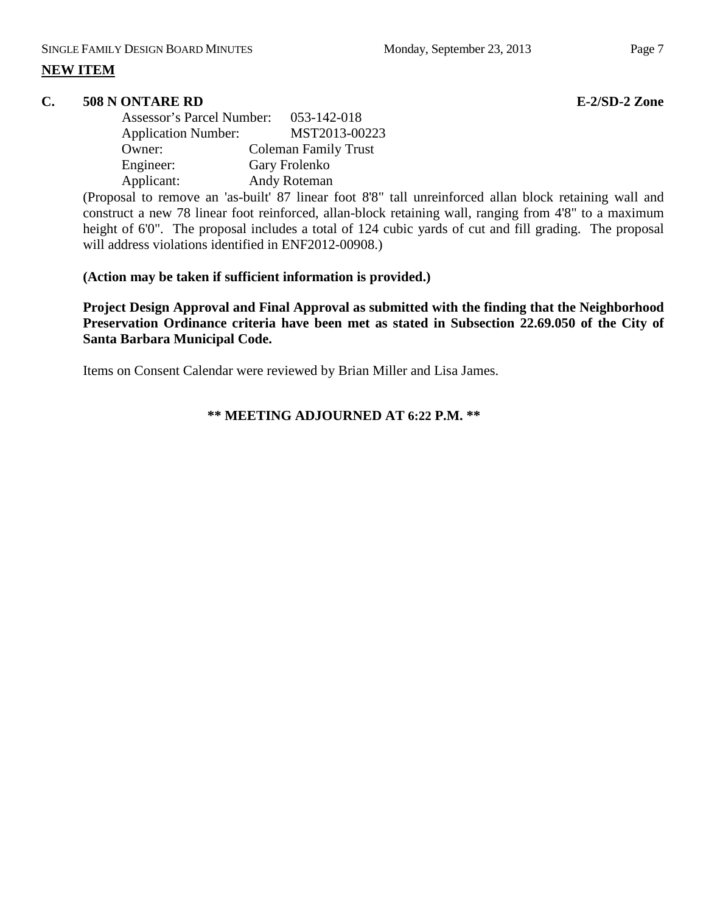## NEW ITEM

### C. 508 N ONTARE RD — E-2/SD-2 Zone

Assessor's Parcel Number: 053-142-018
Application Number: MST2013-00223
Owner: Coleman Family Trust
Engineer: Gary Frolenko
Applicant: Andy Roteman

(Proposal to remove an 'as-built' 87 linear foot 8'8" tall unreinforced allan block retaining wall and construct a new 78 linear foot reinforced, allan-block retaining wall, ranging from 4'8" to a maximum height of 6'0". The proposal includes a total of 124 cubic yards of cut and fill grading. The proposal will address violations identified in ENF2012-00908.)

**(Action may be taken if sufficient information is provided.)**

**Project Design Approval and Final Approval as submitted with the finding that the Neighborhood Preservation Ordinance criteria have been met as stated in Subsection 22.69.050 of the City of Santa Barbara Municipal Code.**

Items on Consent Calendar were reviewed by Brian Miller and Lisa James.

**\*\* MEETING ADJOURNED AT 6:22 P.M. \*\***